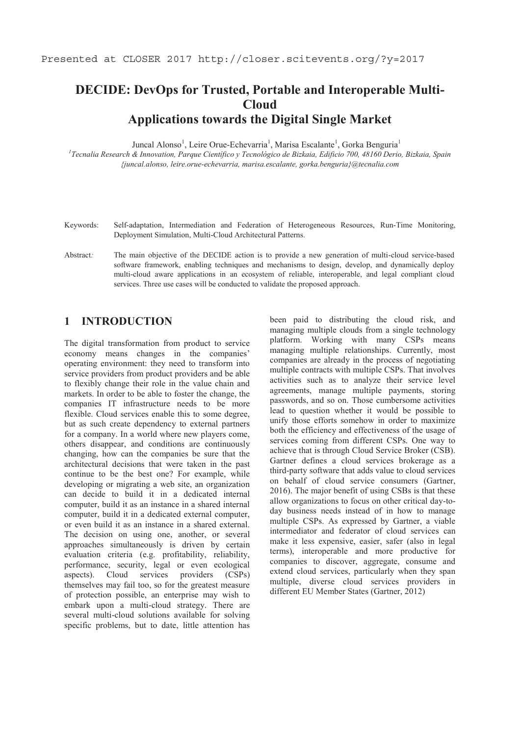Presented at CLOSER 2017 http://closer.scitevents.org/?y=2017

# DECIDE: DevOps for Trusted, Portable and Interoperable Multi-Cloud Applications towards the Digital Single Market

Juncal Alonso[1], Leire Orue-Echevarria[1], Marisa Escalante[1], Gorka Benguria[1]

[1]*Tecnalia Research & Innovation, Parque Científico y Tecnológico de Bizkaia, Edificio 700, 48160 Derio, Bizkaia, Spain*
*{juncal.alonso, leire.orue-echevarria, marisa.escalante, gorka.benguria}@tecnalia.com*

Keywords: Self-adaptation, Intermediation and Federation of Heterogeneous Resources, Run-Time Monitoring, Deployment Simulation, Multi-Cloud Architectural Patterns.

Abstract*:* The main objective of the DECIDE action is to provide a new generation of multi-cloud service-based software framework, enabling techniques and mechanisms to design, develop, and dynamically deploy multi-cloud aware applications in an ecosystem of reliable, interoperable, and legal compliant cloud services. Three use cases will be conducted to validate the proposed approach.

## 1 INTRODUCTION

The digital transformation from product to service economy means changes in the companies' operating environment: they need to transform into service providers from product providers and be able to flexibly change their role in the value chain and markets. In order to be able to foster the change, the companies IT infrastructure needs to be more flexible. Cloud services enable this to some degree, but as such create dependency to external partners for a company. In a world where new players come, others disappear, and conditions are continuously changing, how can the companies be sure that the architectural decisions that were taken in the past continue to be the best one? For example, while developing or migrating a web site, an organization can decide to build it in a dedicated internal computer, build it as an instance in a shared internal computer, build it in a dedicated external computer, or even build it as an instance in a shared external. The decision on using one, another, or several approaches simultaneously is driven by certain evaluation criteria (e.g. profitability, reliability, performance, security, legal or even ecological aspects). Cloud services providers (CSPs) themselves may fail too, so for the greatest measure of protection possible, an enterprise may wish to embark upon a multi-cloud strategy. There are several multi-cloud solutions available for solving specific problems, but to date, little attention has been paid to distributing the cloud risk, and managing multiple clouds from a single technology platform. Working with many CSPs means managing multiple relationships. Currently, most companies are already in the process of negotiating multiple contracts with multiple CSPs. That involves activities such as to analyze their service level agreements, manage multiple payments, storing passwords, and so on. Those cumbersome activities lead to question whether it would be possible to unify those efforts somehow in order to maximize both the efficiency and effectiveness of the usage of services coming from different CSPs. One way to achieve that is through Cloud Service Broker (CSB). Gartner defines a cloud services brokerage as a third-party software that adds value to cloud services on behalf of cloud service consumers (Gartner, 2016). The major benefit of using CSBs is that these allow organizations to focus on other critical day-to-day business needs instead of in how to manage multiple CSPs. As expressed by Gartner, a viable intermediator and federator of cloud services can make it less expensive, easier, safer (also in legal terms), interoperable and more productive for companies to discover, aggregate, consume and extend cloud services, particularly when they span multiple, diverse cloud services providers in different EU Member States (Gartner, 2012)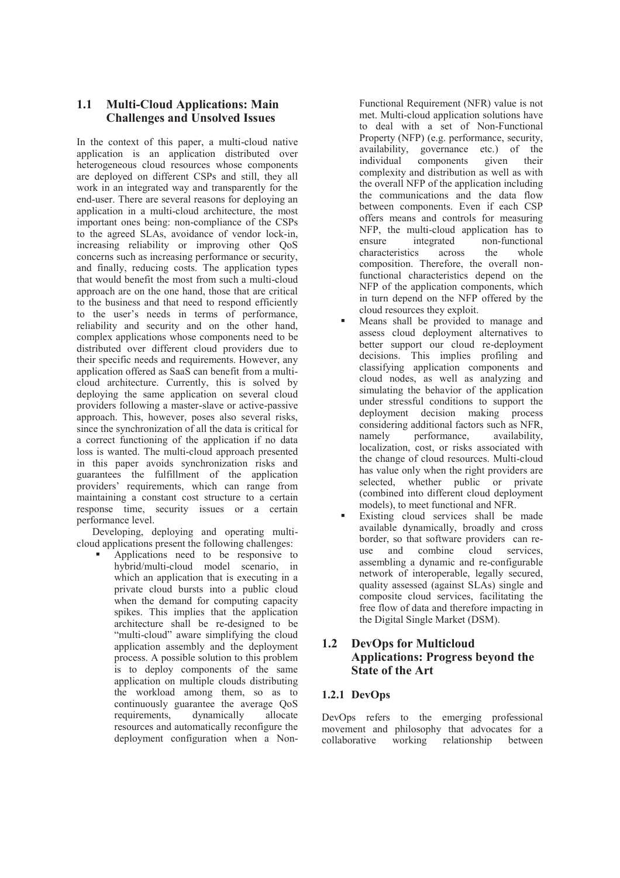## 1.1 Multi-Cloud Applications: Main Challenges and Unsolved Issues

In the context of this paper, a multi-cloud native application is an application distributed over heterogeneous cloud resources whose components are deployed on different CSPs and still, they all work in an integrated way and transparently for the end-user. There are several reasons for deploying an application in a multi-cloud architecture, the most important ones being: non-compliance of the CSPs to the agreed SLAs, avoidance of vendor lock-in, increasing reliability or improving other QoS concerns such as increasing performance or security, and finally, reducing costs. The application types that would benefit the most from such a multi-cloud approach are on the one hand, those that are critical to the business and that need to respond efficiently to the user's needs in terms of performance, reliability and security and on the other hand, complex applications whose components need to be distributed over different cloud providers due to their specific needs and requirements. However, any application offered as SaaS can benefit from a multi-cloud architecture. Currently, this is solved by deploying the same application on several cloud providers following a master-slave or active-passive approach. This, however, poses also several risks, since the synchronization of all the data is critical for a correct functioning of the application if no data loss is wanted. The multi-cloud approach presented in this paper avoids synchronization risks and guarantees the fulfillment of the application providers' requirements, which can range from maintaining a constant cost structure to a certain response time, security issues or a certain performance level.

Developing, deploying and operating multi-cloud applications present the following challenges:

- Applications need to be responsive to hybrid/multi-cloud model scenario, in which an application that is executing in a private cloud bursts into a public cloud when the demand for computing capacity spikes. This implies that the application architecture shall be re-designed to be "multi-cloud" aware simplifying the cloud application assembly and the deployment process. A possible solution to this problem is to deploy components of the same application on multiple clouds distributing the workload among them, so as to continuously guarantee the average QoS requirements, dynamically allocate resources and automatically reconfigure the deployment configuration when a Non-Functional Requirement (NFR) value is not met. Multi-cloud application solutions have to deal with a set of Non-Functional Property (NFP) (e.g. performance, security, availability, governance etc.) of the individual components given their complexity and distribution as well as with the overall NFP of the application including the communications and the data flow between components. Even if each CSP offers means and controls for measuring NFP, the multi-cloud application has to ensure integrated non-functional characteristics across the whole composition. Therefore, the overall non-functional characteristics depend on the NFP of the application components, which in turn depend on the NFP offered by the cloud resources they exploit.
- Means shall be provided to manage and assess cloud deployment alternatives to better support our cloud re-deployment decisions. This implies profiling and classifying application components and cloud nodes, as well as analyzing and simulating the behavior of the application under stressful conditions to support the deployment decision making process considering additional factors such as NFR, namely performance, availability, localization, cost, or risks associated with the change of cloud resources. Multi-cloud has value only when the right providers are selected, whether public or private (combined into different cloud deployment models), to meet functional and NFR.
- Existing cloud services shall be made available dynamically, broadly and cross border, so that software providers can re-use and combine cloud services, assembling a dynamic and re-configurable network of interoperable, legally secured, quality assessed (against SLAs) single and composite cloud services, facilitating the free flow of data and therefore impacting in the Digital Single Market (DSM).

## 1.2 DevOps for Multicloud Applications: Progress beyond the State of the Art

### 1.2.1 DevOps

DevOps refers to the emerging professional movement and philosophy that advocates for a collaborative working relationship between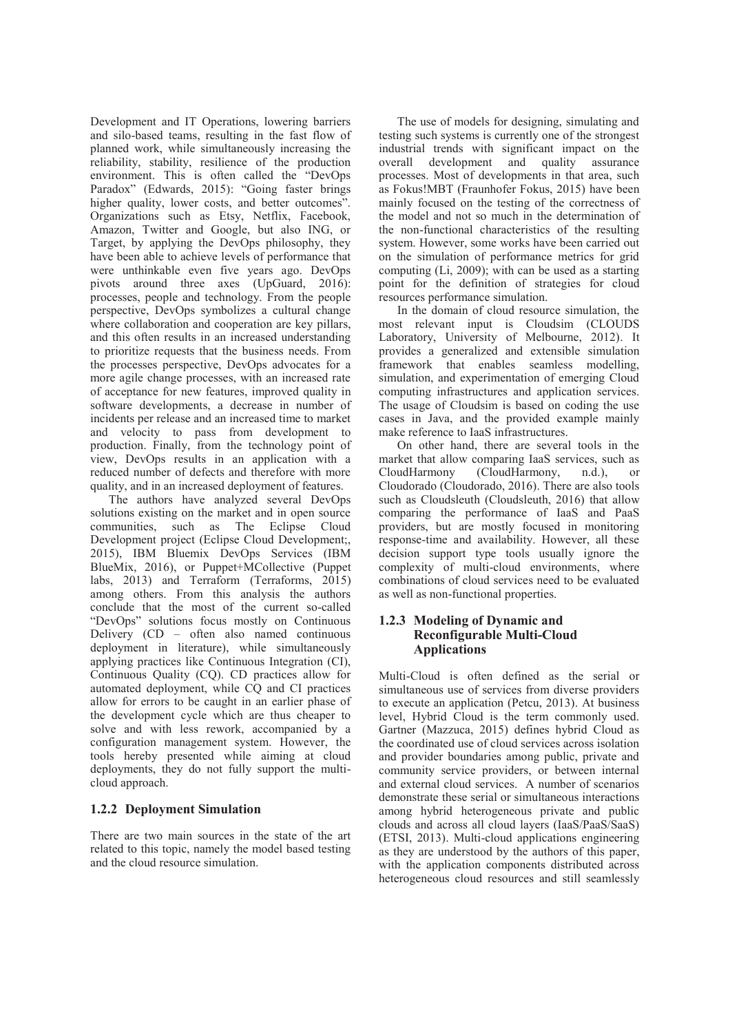Development and IT Operations, lowering barriers and silo-based teams, resulting in the fast flow of planned work, while simultaneously increasing the reliability, stability, resilience of the production environment. This is often called the "DevOps Paradox" (Edwards, 2015): "Going faster brings higher quality, lower costs, and better outcomes". Organizations such as Etsy, Netflix, Facebook, Amazon, Twitter and Google, but also ING, or Target, by applying the DevOps philosophy, they have been able to achieve levels of performance that were unthinkable even five years ago. DevOps pivots around three axes (UpGuard, 2016): processes, people and technology. From the people perspective, DevOps symbolizes a cultural change where collaboration and cooperation are key pillars, and this often results in an increased understanding to prioritize requests that the business needs. From the processes perspective, DevOps advocates for a more agile change processes, with an increased rate of acceptance for new features, improved quality in software developments, a decrease in number of incidents per release and an increased time to market and velocity to pass from development to production. Finally, from the technology point of view, DevOps results in an application with a reduced number of defects and therefore with more quality, and in an increased deployment of features.

The authors have analyzed several DevOps solutions existing on the market and in open source communities, such as The Eclipse Cloud Development project (Eclipse Cloud Development;, 2015), IBM Bluemix DevOps Services (IBM BlueMix, 2016), or Puppet+MCollective (Puppet labs, 2013) and Terraform (Terraforms, 2015) among others. From this analysis the authors conclude that the most of the current so-called "DevOps" solutions focus mostly on Continuous Delivery (CD – often also named continuous deployment in literature), while simultaneously applying practices like Continuous Integration (CI), Continuous Quality (CQ). CD practices allow for automated deployment, while CQ and CI practices allow for errors to be caught in an earlier phase of the development cycle which are thus cheaper to solve and with less rework, accompanied by a configuration management system. However, the tools hereby presented while aiming at cloud deployments, they do not fully support the multi-cloud approach.

### 1.2.2 Deployment Simulation

There are two main sources in the state of the art related to this topic, namely the model based testing and the cloud resource simulation.

The use of models for designing, simulating and testing such systems is currently one of the strongest industrial trends with significant impact on the overall development and quality assurance processes. Most of developments in that area, such as Fokus!MBT (Fraunhofer Fokus, 2015) have been mainly focused on the testing of the correctness of the model and not so much in the determination of the non-functional characteristics of the resulting system. However, some works have been carried out on the simulation of performance metrics for grid computing (Li, 2009); with can be used as a starting point for the definition of strategies for cloud resources performance simulation.

In the domain of cloud resource simulation, the most relevant input is Cloudsim (CLOUDS Laboratory, University of Melbourne, 2012). It provides a generalized and extensible simulation framework that enables seamless modelling, simulation, and experimentation of emerging Cloud computing infrastructures and application services. The usage of Cloudsim is based on coding the use cases in Java, and the provided example mainly make reference to IaaS infrastructures.

On other hand, there are several tools in the market that allow comparing IaaS services, such as CloudHarmony (CloudHarmony, n.d.), or Cloudorado (Cloudorado, 2016). There are also tools such as Cloudsleuth (Cloudsleuth, 2016) that allow comparing the performance of IaaS and PaaS providers, but are mostly focused in monitoring response-time and availability. However, all these decision support type tools usually ignore the complexity of multi-cloud environments, where combinations of cloud services need to be evaluated as well as non-functional properties.

### 1.2.3 Modeling of Dynamic and Reconfigurable Multi-Cloud Applications

Multi-Cloud is often defined as the serial or simultaneous use of services from diverse providers to execute an application (Petcu, 2013). At business level, Hybrid Cloud is the term commonly used. Gartner (Mazzuca, 2015) defines hybrid Cloud as the coordinated use of cloud services across isolation and provider boundaries among public, private and community service providers, or between internal and external cloud services. A number of scenarios demonstrate these serial or simultaneous interactions among hybrid heterogeneous private and public clouds and across all cloud layers (IaaS/PaaS/SaaS) (ETSI, 2013). Multi-cloud applications engineering as they are understood by the authors of this paper, with the application components distributed across heterogeneous cloud resources and still seamlessly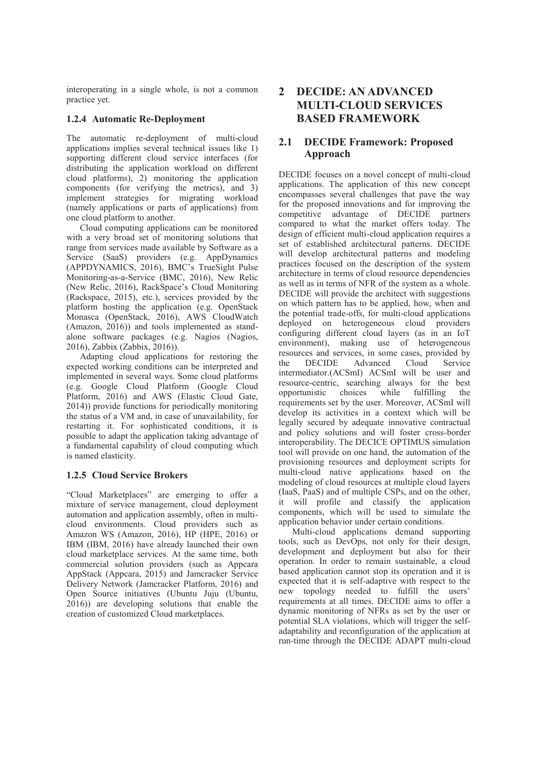interoperating in a single whole, is not a common practice yet.

### 1.2.4 Automatic Re-Deployment

The automatic re-deployment of multi-cloud applications implies several technical issues like 1) supporting different cloud service interfaces (for distributing the application workload on different cloud platforms), 2) monitoring the application components (for verifying the metrics), and 3) implement strategies for migrating workload (namely applications or parts of applications) from one cloud platform to another.

Cloud computing applications can be monitored with a very broad set of monitoring solutions that range from services made available by Software as a Service (SaaS) providers (e.g. AppDynamics (APPDYNAMICS, 2016), BMC's TrueSight Pulse Monitoring-as-a-Service (BMC, 2016), New Relic (New Relic, 2016), RackSpace's Cloud Monitoring (Rackspace, 2015), etc.), services provided by the platform hosting the application (e.g. OpenStack Monasca (OpenStack, 2016), AWS CloudWatch (Amazon, 2016)) and tools implemented as stand-alone software packages (e.g. Nagios (Nagios, 2016), Zabbix (Zabbix, 2016)).

Adapting cloud applications for restoring the expected working conditions can be interpreted and implemented in several ways. Some cloud platforms (e.g. Google Cloud Platform (Google Cloud Platform, 2016) and AWS (Elastic Cloud Gate, 2014)) provide functions for periodically monitoring the status of a VM and, in case of unavailability, for restarting it. For sophisticated conditions, it is possible to adapt the application taking advantage of a fundamental capability of cloud computing which is named elasticity.

### 1.2.5 Cloud Service Brokers

"Cloud Marketplaces" are emerging to offer a mixture of service management, cloud deployment automation and application assembly, often in multi-cloud environments. Cloud providers such as Amazon WS (Amazon, 2016), HP (HPE, 2016) or IBM (IBM, 2016) have already launched their own cloud marketplace services. At the same time, both commercial solution providers (such as Appcara AppStack (Appcara, 2015) and Jamcracker Service Delivery Network (Jamcracker Platform, 2016) and Open Source initiatives (Ubuntu Juju (Ubuntu, 2016)) are developing solutions that enable the creation of customized Cloud marketplaces.

# 2 DECIDE: AN ADVANCED MULTI-CLOUD SERVICES BASED FRAMEWORK

## 2.1 DECIDE Framework: Proposed Approach

DECIDE focuses on a novel concept of multi-cloud applications. The application of this new concept encompasses several challenges that pave the way for the proposed innovations and for improving the competitive advantage of DECIDE partners compared to what the market offers today. The design of efficient multi-cloud application requires a set of established architectural patterns. DECIDE will develop architectural patterns and modeling practices focused on the description of the system architecture in terms of cloud resource dependencies as well as in terms of NFR of the system as a whole. DECIDE will provide the architect with suggestions on which pattern has to be applied, how, when and the potential trade-offs, for multi-cloud applications deployed on heterogeneous cloud providers configuring different cloud layers (as in an IoT environment), making use of heterogeneous resources and services, in some cases, provided by the DECIDE Advanced Cloud Service intermediator.(ACSmI) ACSmI will be user and resource-centric, searching always for the best opportunistic choices while fulfilling the requirements set by the user. Moreover, ACSmI will develop its activities in a context which will be legally secured by adequate innovative contractual and policy solutions and will foster cross-border interoperability. The DECICE OPTIMUS simulation tool will provide on one hand, the automation of the provisioning resources and deployment scripts for multi-cloud native applications based on the modeling of cloud resources at multiple cloud layers (IaaS, PaaS) and of multiple CSPs, and on the other, it will profile and classify the application components, which will be used to simulate the application behavior under certain conditions.

Multi-cloud applications demand supporting tools, such as DevOps, not only for their design, development and deployment but also for their operation. In order to remain sustainable, a cloud based application cannot stop its operation and it is expected that it is self-adaptive with respect to the new topology needed to fulfill the users' requirements at all times. DECIDE aims to offer a dynamic monitoring of NFRs as set by the user or potential SLA violations, which will trigger the self-adaptability and reconfiguration of the application at run-time through the DECIDE ADAPT multi-cloud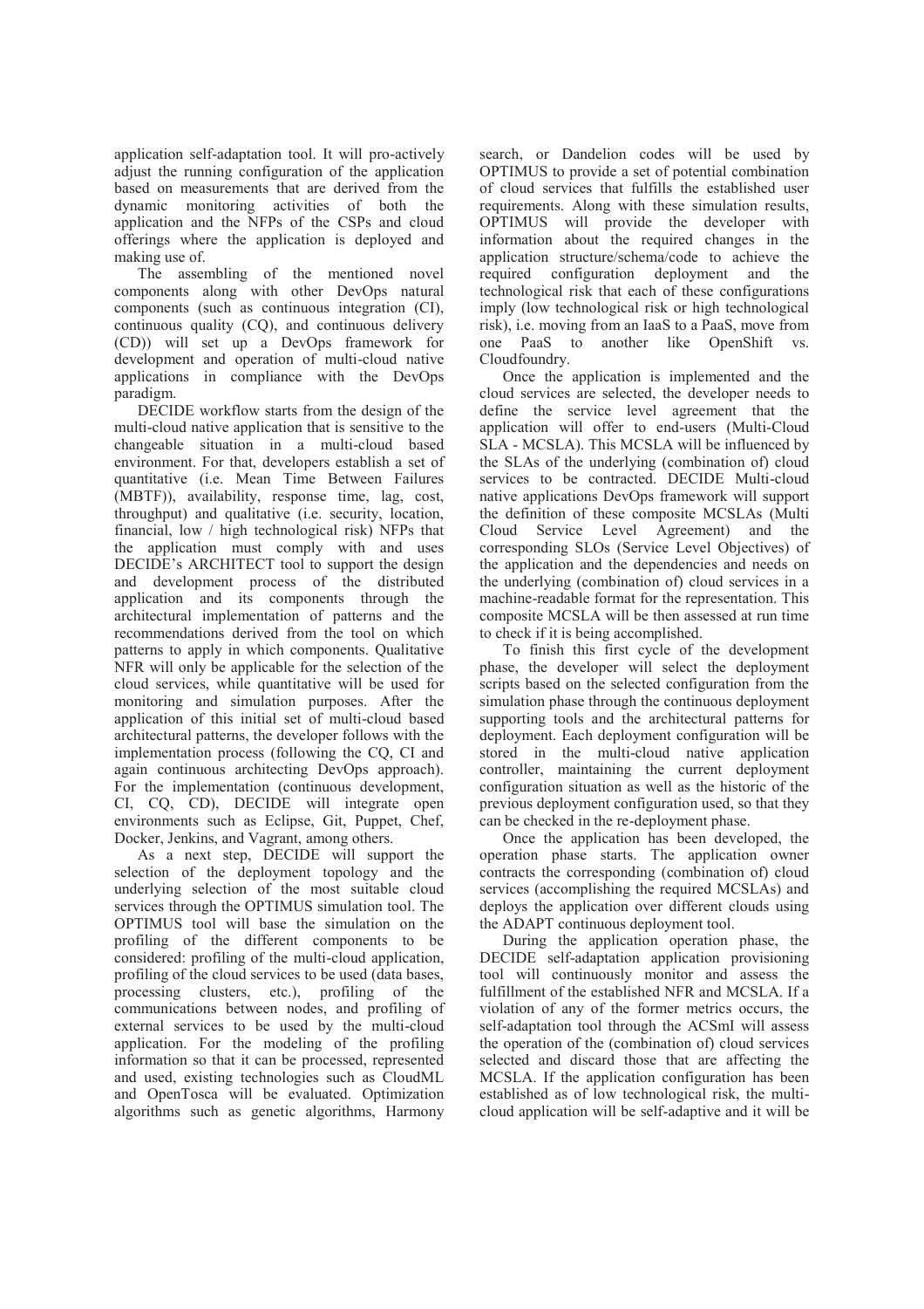application self-adaptation tool. It will pro-actively adjust the running configuration of the application based on measurements that are derived from the dynamic monitoring activities of both the application and the NFPs of the CSPs and cloud offerings where the application is deployed and making use of.

The assembling of the mentioned novel components along with other DevOps natural components (such as continuous integration (CI), continuous quality (CQ), and continuous delivery (CD)) will set up a DevOps framework for development and operation of multi-cloud native applications in compliance with the DevOps paradigm.

DECIDE workflow starts from the design of the multi-cloud native application that is sensitive to the changeable situation in a multi-cloud based environment. For that, developers establish a set of quantitative (i.e. Mean Time Between Failures (MBTF)), availability, response time, lag, cost, throughput) and qualitative (i.e. security, location, financial, low / high technological risk) NFPs that the application must comply with and uses DECIDE's ARCHITECT tool to support the design and development process of the distributed application and its components through the architectural implementation of patterns and the recommendations derived from the tool on which patterns to apply in which components. Qualitative NFR will only be applicable for the selection of the cloud services, while quantitative will be used for monitoring and simulation purposes. After the application of this initial set of multi-cloud based architectural patterns, the developer follows with the implementation process (following the CQ, CI and again continuous architecting DevOps approach). For the implementation (continuous development, CI, CQ, CD), DECIDE will integrate open environments such as Eclipse, Git, Puppet, Chef, Docker, Jenkins, and Vagrant, among others.

As a next step, DECIDE will support the selection of the deployment topology and the underlying selection of the most suitable cloud services through the OPTIMUS simulation tool. The OPTIMUS tool will base the simulation on the profiling of the different components to be considered: profiling of the multi-cloud application, profiling of the cloud services to be used (data bases, processing clusters, etc.), profiling of the communications between nodes, and profiling of external services to be used by the multi-cloud application. For the modeling of the profiling information so that it can be processed, represented and used, existing technologies such as CloudML and OpenTosca will be evaluated. Optimization algorithms such as genetic algorithms, Harmony search, or Dandelion codes will be used by OPTIMUS to provide a set of potential combination of cloud services that fulfills the established user requirements. Along with these simulation results, OPTIMUS will provide the developer with information about the required changes in the application structure/schema/code to achieve the required configuration deployment and the technological risk that each of these configurations imply (low technological risk or high technological risk), i.e. moving from an IaaS to a PaaS, move from one PaaS to another like OpenShift vs. Cloudfoundry.

Once the application is implemented and the cloud services are selected, the developer needs to define the service level agreement that the application will offer to end-users (Multi-Cloud SLA - MCSLA). This MCSLA will be influenced by the SLAs of the underlying (combination of) cloud services to be contracted. DECIDE Multi-cloud native applications DevOps framework will support the definition of these composite MCSLAs (Multi Cloud Service Level Agreement) and the corresponding SLOs (Service Level Objectives) of the application and the dependencies and needs on the underlying (combination of) cloud services in a machine-readable format for the representation. This composite MCSLA will be then assessed at run time to check if it is being accomplished.

To finish this first cycle of the development phase, the developer will select the deployment scripts based on the selected configuration from the simulation phase through the continuous deployment supporting tools and the architectural patterns for deployment. Each deployment configuration will be stored in the multi-cloud native application controller, maintaining the current deployment configuration situation as well as the historic of the previous deployment configuration used, so that they can be checked in the re-deployment phase.

Once the application has been developed, the operation phase starts. The application owner contracts the corresponding (combination of) cloud services (accomplishing the required MCSLAs) and deploys the application over different clouds using the ADAPT continuous deployment tool.

During the application operation phase, the DECIDE self-adaptation application provisioning tool will continuously monitor and assess the fulfillment of the established NFR and MCSLA. If a violation of any of the former metrics occurs, the self-adaptation tool through the ACSmI will assess the operation of the (combination of) cloud services selected and discard those that are affecting the MCSLA. If the application configuration has been established as of low technological risk, the multi-cloud application will be self-adaptive and it will be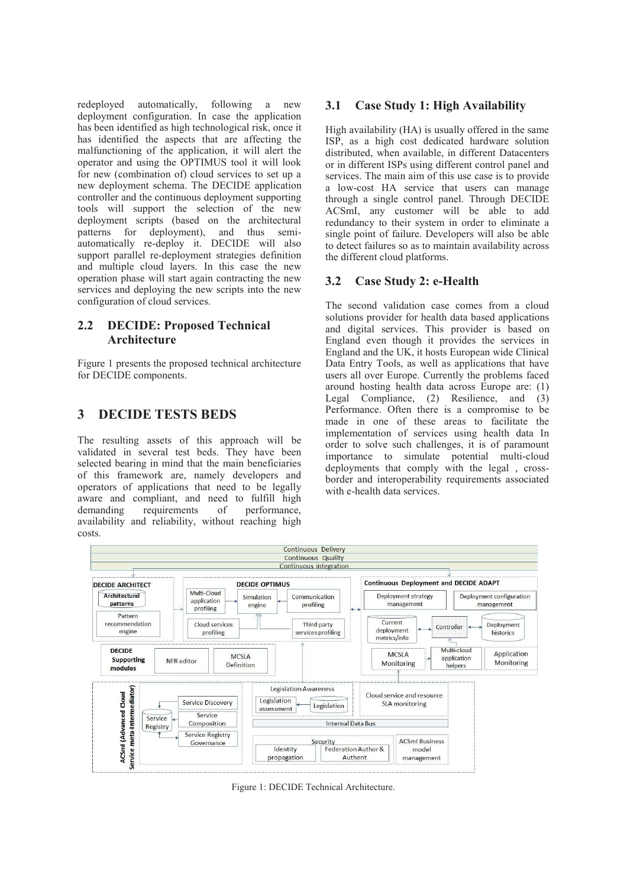redeployed automatically, following a new deployment configuration. In case the application has been identified as high technological risk, once it has identified the aspects that are affecting the malfunctioning of the application, it will alert the operator and using the OPTIMUS tool it will look for new (combination of) cloud services to set up a new deployment schema. The DECIDE application controller and the continuous deployment supporting tools will support the selection of the new deployment scripts (based on the architectural patterns for deployment), and thus semi-automatically re-deploy it. DECIDE will also support parallel re-deployment strategies definition and multiple cloud layers. In this case the new operation phase will start again contracting the new services and deploying the new scripts into the new configuration of cloud services.

### 2.2 DECIDE: Proposed Technical Architecture

Figure 1 presents the proposed technical architecture for DECIDE components.

## 3 DECIDE TESTS BEDS

The resulting assets of this approach will be validated in several test beds. They have been selected bearing in mind that the main beneficiaries of this framework are, namely developers and operators of applications that need to be legally aware and compliant, and need to fulfill high demanding requirements of performance, availability and reliability, without reaching high costs.

### 3.1 Case Study 1: High Availability

High availability (HA) is usually offered in the same ISP, as a high cost dedicated hardware solution distributed, when available, in different Datacenters or in different ISPs using different control panel and services. The main aim of this use case is to provide a low-cost HA service that users can manage through a single control panel. Through DECIDE ACSmI, any customer will be able to add redundancy to their system in order to eliminate a single point of failure. Developers will also be able to detect failures so as to maintain availability across the different cloud platforms.

### 3.2 Case Study 2: e-Health

The second validation case comes from a cloud solutions provider for health data based applications and digital services. This provider is based on England even though it provides the services in England and the UK, it hosts European wide Clinical Data Entry Tools, as well as applications that have users all over Europe. Currently the problems faced around hosting health data across Europe are: (1) Legal Compliance, (2) Resilience, and (3) Performance. Often there is a compromise to be made in one of these areas to facilitate the implementation of services using health data In order to solve such challenges, it is of paramount importance to simulate potential multi-cloud deployments that comply with the legal , cross-border and interoperability requirements associated with e-health data services.

Figure 1: DECIDE Technical Architecture.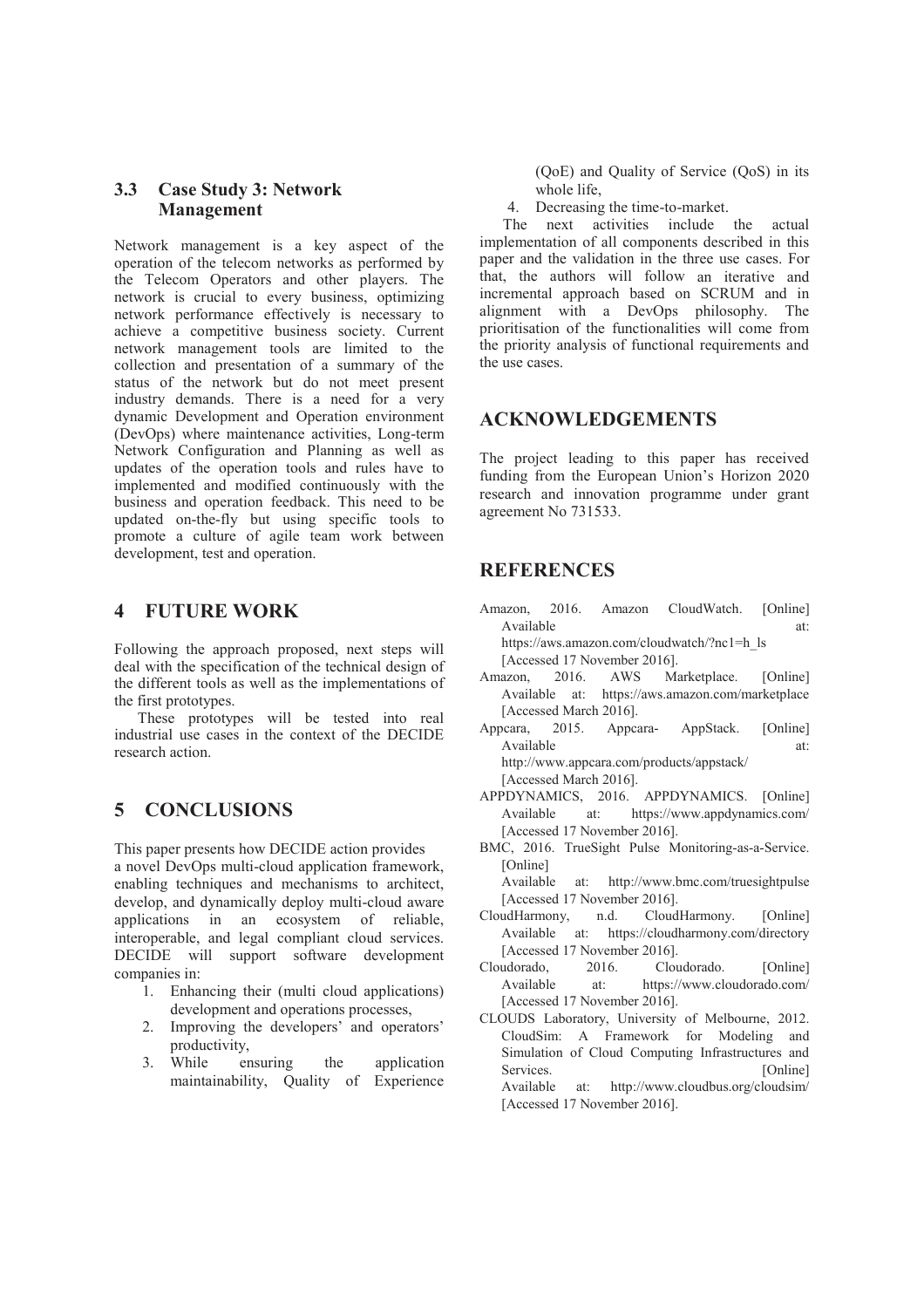### 3.3 Case Study 3: Network Management

Network management is a key aspect of the operation of the telecom networks as performed by the Telecom Operators and other players. The network is crucial to every business, optimizing network performance effectively is necessary to achieve a competitive business society. Current network management tools are limited to the collection and presentation of a summary of the status of the network but do not meet present industry demands. There is a need for a very dynamic Development and Operation environment (DevOps) where maintenance activities, Long-term Network Configuration and Planning as well as updates of the operation tools and rules have to implemented and modified continuously with the business and operation feedback. This need to be updated on-the-fly but using specific tools to promote a culture of agile team work between development, test and operation.

## 4 FUTURE WORK

Following the approach proposed, next steps will deal with the specification of the technical design of the different tools as well as the implementations of the first prototypes.

These prototypes will be tested into real industrial use cases in the context of the DECIDE research action.

## 5 CONCLUSIONS

This paper presents how DECIDE action provides a novel DevOps multi-cloud application framework, enabling techniques and mechanisms to architect, develop, and dynamically deploy multi-cloud aware applications in an ecosystem of reliable, interoperable, and legal compliant cloud services. DECIDE will support software development companies in:

1. Enhancing their (multi cloud applications) development and operations processes,
2. Improving the developers' and operators' productivity,
3. While ensuring the application maintainability, Quality of Experience (QoE) and Quality of Service (QoS) in its whole life,
4. Decreasing the time-to-market.

The next activities include the actual implementation of all components described in this paper and the validation in the three use cases. For that, the authors will follow an iterative and incremental approach based on SCRUM and in alignment with a DevOps philosophy. The prioritisation of the functionalities will come from the priority analysis of functional requirements and the use cases.

## ACKNOWLEDGEMENTS

The project leading to this paper has received funding from the European Union's Horizon 2020 research and innovation programme under grant agreement No 731533.

## REFERENCES

Amazon, 2016. Amazon CloudWatch. [Online] Available at: https://aws.amazon.com/cloudwatch/?nc1=h_ls [Accessed 17 November 2016].

Amazon, 2016. AWS Marketplace. [Online] Available at: https://aws.amazon.com/marketplace [Accessed March 2016].

Appcara, 2015. Appcara- AppStack. [Online] Available at: http://www.appcara.com/products/appstack/ [Accessed March 2016].

APPDYNAMICS, 2016. APPDYNAMICS. [Online] Available at: https://www.appdynamics.com/ [Accessed 17 November 2016].

BMC, 2016. TrueSight Pulse Monitoring-as-a-Service. [Online] Available at: http://www.bmc.com/truesightpulse [Accessed 17 November 2016].

CloudHarmony, n.d. CloudHarmony. [Online] Available at: https://cloudharmony.com/directory [Accessed 17 November 2016].

Cloudorado, 2016. Cloudorado. [Online] Available at: https://www.cloudorado.com/ [Accessed 17 November 2016].

CLOUDS Laboratory, University of Melbourne, 2012. CloudSim: A Framework for Modeling and Simulation of Cloud Computing Infrastructures and Services. [Online] Available at: http://www.cloudbus.org/cloudsim/ [Accessed 17 November 2016].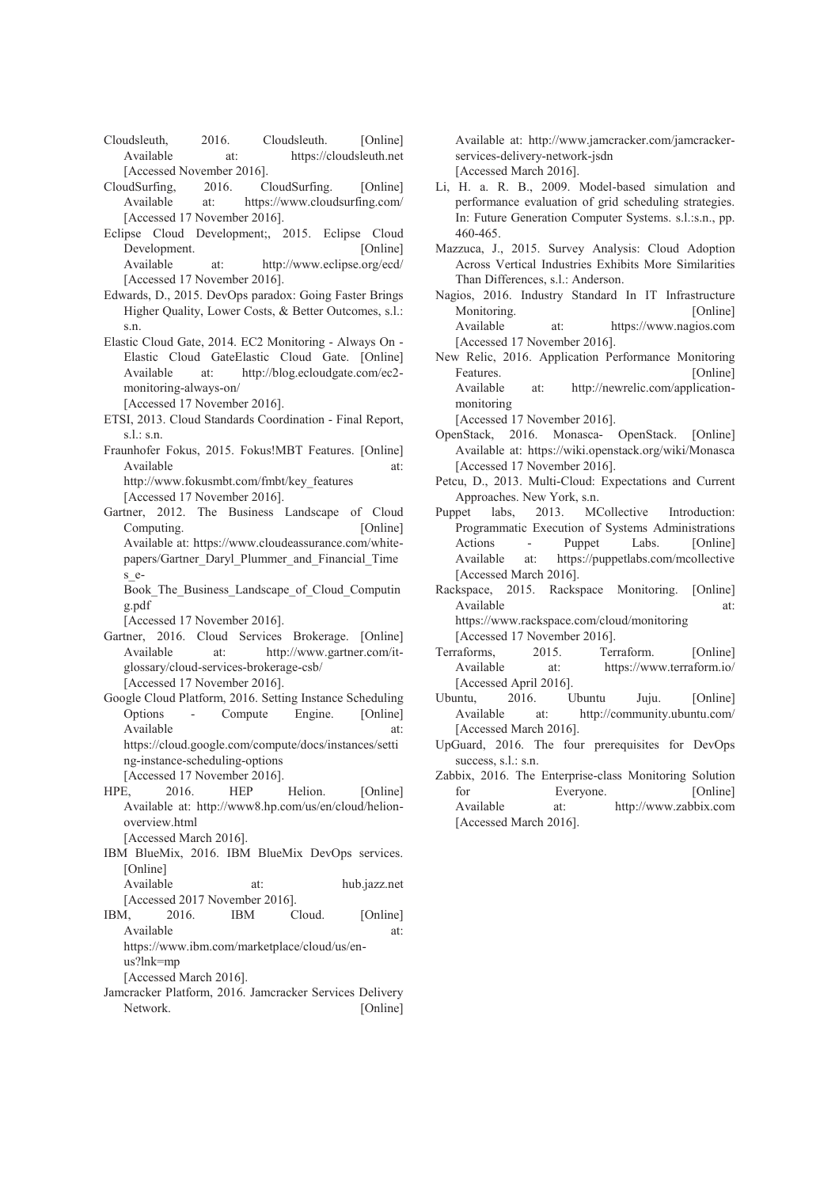Cloudsleuth, 2016. Cloudsleuth. [Online] Available at: https://cloudsleuth.net [Accessed November 2016].

CloudSurfing, 2016. CloudSurfing. [Online] Available at: https://www.cloudsurfing.com/ [Accessed 17 November 2016].

Eclipse Cloud Development;, 2015. Eclipse Cloud Development. [Online] Available at: http://www.eclipse.org/ecd/ [Accessed 17 November 2016].

Edwards, D., 2015. DevOps paradox: Going Faster Brings Higher Quality, Lower Costs, & Better Outcomes, s.l.: s.n.

Elastic Cloud Gate, 2014. EC2 Monitoring - Always On - Elastic Cloud GateElastic Cloud Gate. [Online] Available at: http://blog.ecloudgate.com/ec2-monitoring-always-on/ [Accessed 17 November 2016].

ETSI, 2013. Cloud Standards Coordination - Final Report, s.l.: s.n.

Fraunhofer Fokus, 2015. Fokus!MBT Features. [Online] Available at: http://www.fokusmbt.com/fmbt/key_features [Accessed 17 November 2016].

Gartner, 2012. The Business Landscape of Cloud Computing. [Online] Available at: https://www.cloudeassurance.com/white-papers/Gartner_Daryl_Plummer_and_Financial_Times_e-Book_The_Business_Landscape_of_Cloud_Computing.pdf [Accessed 17 November 2016].

Gartner, 2016. Cloud Services Brokerage. [Online] Available at: http://www.gartner.com/it-glossary/cloud-services-brokerage-csb/ [Accessed 17 November 2016].

Google Cloud Platform, 2016. Setting Instance Scheduling Options - Compute Engine. [Online] Available at: https://cloud.google.com/compute/docs/instances/setting-instance-scheduling-options [Accessed 17 November 2016].

HPE, 2016. HEP Helion. [Online] Available at: http://www8.hp.com/us/en/cloud/helion-overview.html [Accessed March 2016].

IBM BlueMix, 2016. IBM BlueMix DevOps services. [Online] Available at: hub.jazz.net [Accessed 2017 November 2016].

IBM, 2016. IBM Cloud. [Online] Available at: https://www.ibm.com/marketplace/cloud/us/en-us?lnk=mp [Accessed March 2016].

Jamcracker Platform, 2016. Jamcracker Services Delivery Network. [Online] Available at: http://www.jamcracker.com/jamcracker-services-delivery-network-jsdn [Accessed March 2016].

Li, H. a. R. B., 2009. Model-based simulation and performance evaluation of grid scheduling strategies. In: Future Generation Computer Systems. s.l.:s.n., pp. 460-465.

Mazzuca, J., 2015. Survey Analysis: Cloud Adoption Across Vertical Industries Exhibits More Similarities Than Differences, s.l.: Anderson.

Nagios, 2016. Industry Standard In IT Infrastructure Monitoring. [Online] Available at: https://www.nagios.com [Accessed 17 November 2016].

New Relic, 2016. Application Performance Monitoring Features. [Online] Available at: http://newrelic.com/application-monitoring [Accessed 17 November 2016].

OpenStack, 2016. Monasca- OpenStack. [Online] Available at: https://wiki.openstack.org/wiki/Monasca [Accessed 17 November 2016].

Petcu, D., 2013. Multi-Cloud: Expectations and Current Approaches. New York, s.n.

Puppet labs, 2013. MCollective Introduction: Programmatic Execution of Systems Administrations Actions - Puppet Labs. [Online] Available at: https://puppetlabs.com/mcollective [Accessed March 2016].

Rackspace, 2015. Rackspace Monitoring. [Online] Available at: https://www.rackspace.com/cloud/monitoring [Accessed 17 November 2016].

Terraforms, 2015. Terraform. [Online] Available at: https://www.terraform.io/ [Accessed April 2016].

Ubuntu, 2016. Ubuntu Juju. [Online] Available at: http://community.ubuntu.com/ [Accessed March 2016].

UpGuard, 2016. The four prerequisites for DevOps success, s.l.: s.n.

Zabbix, 2016. The Enterprise-class Monitoring Solution for Everyone. [Online] Available at: http://www.zabbix.com [Accessed March 2016].